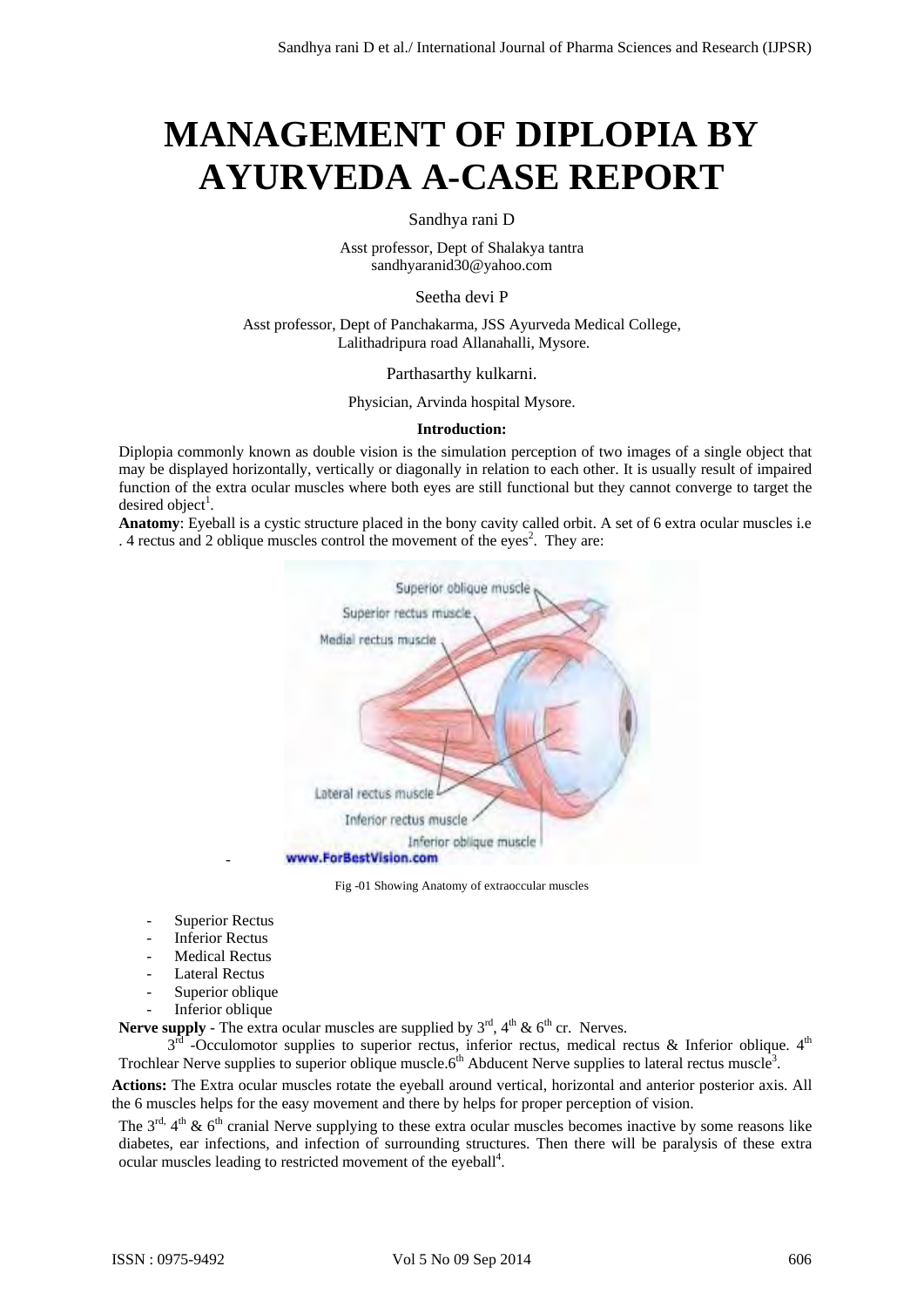# MANAGEMENT OF DIPLOPIA BY AYURVEDA A-CASE REPORT

Sandhya rani D

Asst professor, Dept of Shalakya tantra
sandhyaranid30@yahoo.com

Seetha devi P

Asst professor, Dept of Panchakarma, JSS Ayurveda Medical College,
Lalithadripura road Allanahalli, Mysore.

Parthasarthy kulkarni.

Physician, Arvinda hospital Mysore.

**Introduction:**

Diplopia commonly known as double vision is the simulation perception of two images of a single object that may be displayed horizontally, vertically or diagonally in relation to each other. It is usually result of impaired function of the extra ocular muscles where both eyes are still functional but they cannot converge to target the desired object[1].

**Anatomy**: Eyeball is a cystic structure placed in the bony cavity called orbit. A set of 6 extra ocular muscles i.e . 4 rectus and 2 oblique muscles control the movement of the eyes[2]. They are:

Fig -01 Showing Anatomy of extraoccular muscles

- Superior Rectus
- Inferior Rectus
- Medical Rectus
- Lateral Rectus
- Superior oblique
- Inferior oblique

**Nerve supply** - The extra ocular muscles are supplied by 3rd, 4th & 6th cr. Nerves.

3rd -Occulomotor supplies to superior rectus, inferior rectus, medical rectus & Inferior oblique. 4th Trochlear Nerve supplies to superior oblique muscle.6th Abducent Nerve supplies to lateral rectus muscle[3].

**Actions:** The Extra ocular muscles rotate the eyeball around vertical, horizontal and anterior posterior axis. All the 6 muscles helps for the easy movement and there by helps for proper perception of vision.

The 3rd, 4th & 6th cranial Nerve supplying to these extra ocular muscles becomes inactive by some reasons like diabetes, ear infections, and infection of surrounding structures. Then there will be paralysis of these extra ocular muscles leading to restricted movement of the eyeball[4].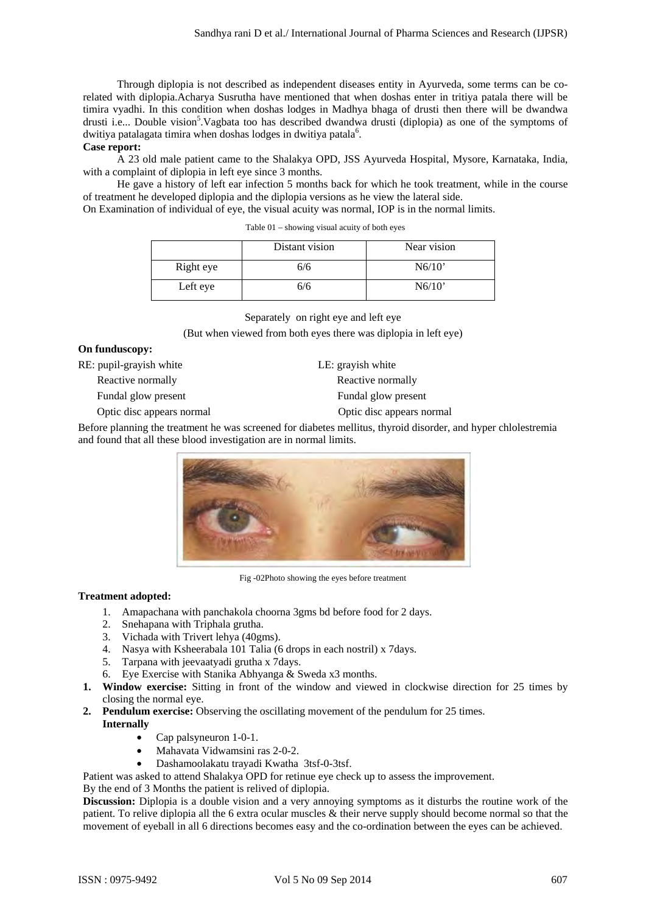Through diplopia is not described as independent diseases entity in Ayurveda, some terms can be co-related with diplopia.Acharya Susrutha have mentioned that when doshas enter in tritiya patala there will be timira vyadhi. In this condition when doshas lodges in Madhya bhaga of drusti then there will be dwandwa drusti i.e... Double vision[5].Vagbata too has described dwandwa drusti (diplopia) as one of the symptoms of dwitiya patalagata timira when doshas lodges in dwitiya patala[6].

**Case report:**

A 23 old male patient came to the Shalakya OPD, JSS Ayurveda Hospital, Mysore, Karnataka, India, with a complaint of diplopia in left eye since 3 months.

He gave a history of left ear infection 5 months back for which he took treatment, while in the course of treatment he developed diplopia and the diplopia versions as he view the lateral side.

On Examination of individual of eye, the visual acuity was normal, IOP is in the normal limits.

Table 01 – showing visual acuity of both eyes

| | Distant vision | Near vision |
|---|---|---|
| Right eye | 6/6 | N6/10' |
| Left eye | 6/6 | N6/10' |

Separately on right eye and left eye

(But when viewed from both eyes there was diplopia in left eye)

**On funduscopy:**

RE: pupil-grayish white
- Reactive normally
- Fundal glow present
- Optic disc appears normal

LE: grayish white
- Reactive normally
- Fundal glow present
- Optic disc appears normal

Before planning the treatment he was screened for diabetes mellitus, thyroid disorder, and hyper chlolestremia and found that all these blood investigation are in normal limits.

Fig -02Photo showing the eyes before treatment

**Treatment adopted:**

1. Amapachana with panchakola choorna 3gms bd before food for 2 days.
2. Snehapana with Triphala grutha.
3. Vichada with Trivert lehya (40gms).
4. Nasya with Ksheerabala 101 Talia (6 drops in each nostril) x 7days.
5. Tarpana with jeevaatyadi grutha x 7days.
6. Eye Exercise with Stanika Abhyanga & Sweda x3 months.

1. **Window exercise:** Sitting in front of the window and viewed in clockwise direction for 25 times by closing the normal eye.
2. **Pendulum exercise:** Observing the oscillating movement of the pendulum for 25 times.

**Internally**

- Cap palsyneuron 1-0-1.
- Mahavata Vidwamsini ras 2-0-2.
- Dashamoolakatu trayadi Kwatha 3tsf-0-3tsf.

Patient was asked to attend Shalakya OPD for retinue eye check up to assess the improvement.

By the end of 3 Months the patient is relived of diplopia.

**Discussion:** Diplopia is a double vision and a very annoying symptoms as it disturbs the routine work of the patient. To relive diplopia all the 6 extra ocular muscles & their nerve supply should become normal so that the movement of eyeball in all 6 directions becomes easy and the co-ordination between the eyes can be achieved.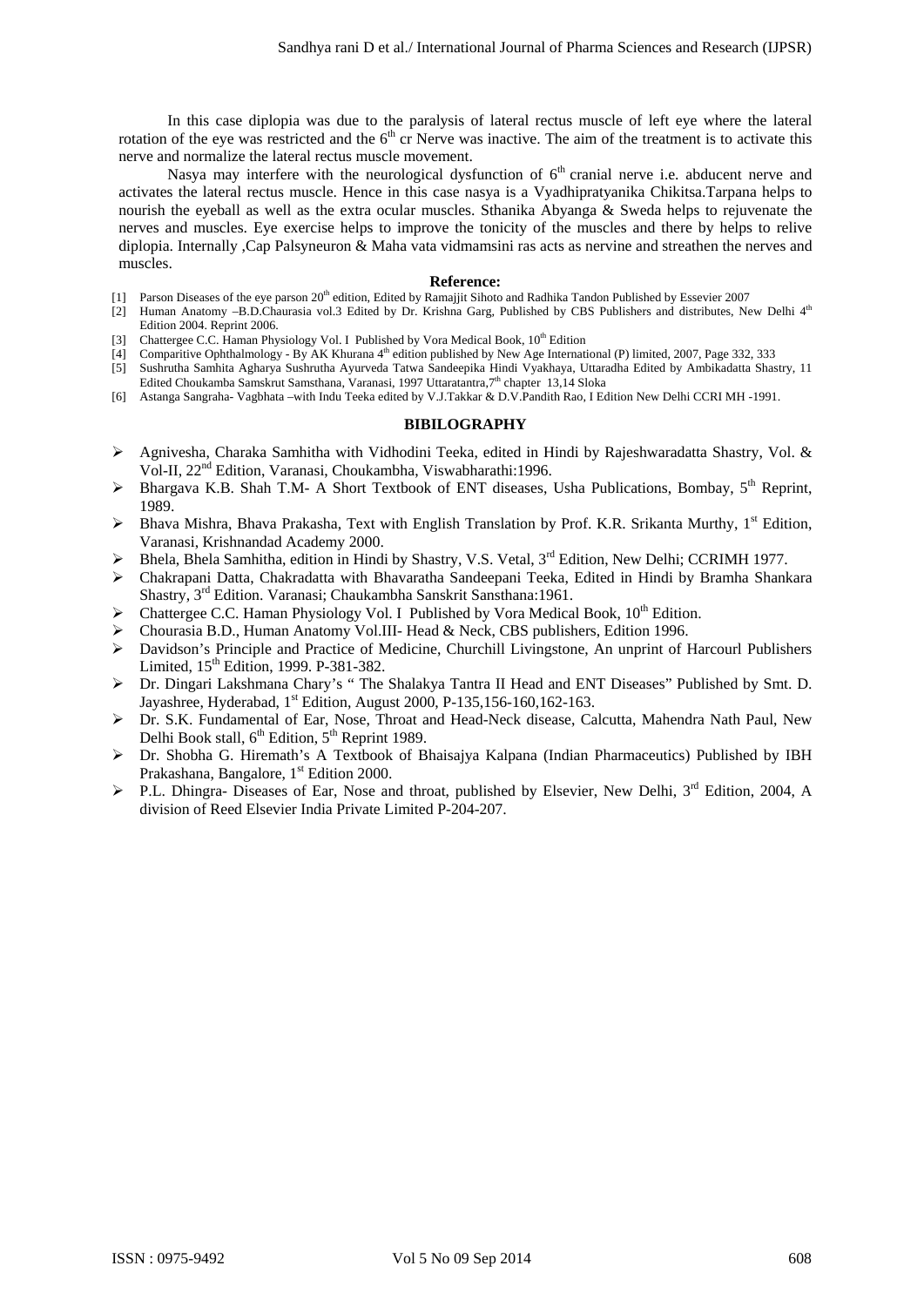In this case diplopia was due to the paralysis of lateral rectus muscle of left eye where the lateral rotation of the eye was restricted and the 6th cr Nerve was inactive. The aim of the treatment is to activate this nerve and normalize the lateral rectus muscle movement.

Nasya may interfere with the neurological dysfunction of 6th cranial nerve i.e. abducent nerve and activates the lateral rectus muscle. Hence in this case nasya is a Vyadhipratyanika Chikitsa.Tarpana helps to nourish the eyeball as well as the extra ocular muscles. Sthanika Abyanga & Sweda helps to rejuvenate the nerves and muscles. Eye exercise helps to improve the tonicity of the muscles and there by helps to relive diplopia. Internally ,Cap Palsyneuron & Maha vata vidmamsini ras acts as nervine and streathen the nerves and muscles.

## Reference:

[1] Parson Diseases of the eye parson 20th edition, Edited by Ramajjit Sihoto and Radhika Tandon Published by Essevier 2007

[2] Human Anatomy –B.D.Chaurasia vol.3 Edited by Dr. Krishna Garg, Published by CBS Publishers and distributes, New Delhi 4th Edition 2004. Reprint 2006.

[3] Chattergee C.C. Haman Physiology Vol. I Published by Vora Medical Book, 10th Edition

[4] Comparitive Ophthalmology - By AK Khurana 4th edition published by New Age International (P) limited, 2007, Page 332, 333

[5] Sushrutha Samhita Agharya Sushrutha Ayurveda Tatwa Sandeepika Hindi Vyakhaya, Uttaradha Edited by Ambikadatta Shastry, 11 Edited Choukamba Samskrut Samsthana, Varanasi, 1997 Uttaratantra,7th chapter 13,14 Sloka

[6] Astanga Sangraha- Vagbhata –with Indu Teeka edited by V.J.Takkar & D.V.Pandith Rao, I Edition New Delhi CCRI MH -1991.

## BIBILOGRAPHY

- Agnivesha, Charaka Samhitha with Vidhodini Teeka, edited in Hindi by Rajeshwaradatta Shastry, Vol. & Vol-II, 22nd Edition, Varanasi, Choukambha, Viswabharathi:1996.
- Bhargava K.B. Shah T.M- A Short Textbook of ENT diseases, Usha Publications, Bombay, 5th Reprint, 1989.
- Bhava Mishra, Bhava Prakasha, Text with English Translation by Prof. K.R. Srikanta Murthy, 1st Edition, Varanasi, Krishnandad Academy 2000.
- Bhela, Bhela Samhitha, edition in Hindi by Shastry, V.S. Vetal, 3rd Edition, New Delhi; CCRIMH 1977.
- Chakrapani Datta, Chakradatta with Bhavaratha Sandeepani Teeka, Edited in Hindi by Bramha Shankara Shastry, 3rd Edition. Varanasi; Chaukambha Sanskrit Sansthana:1961.
- Chattergee C.C. Haman Physiology Vol. I Published by Vora Medical Book, 10th Edition.
- Chourasia B.D., Human Anatomy Vol.III- Head & Neck, CBS publishers, Edition 1996.
- Davidson's Principle and Practice of Medicine, Churchill Livingstone, An unprint of Harcourl Publishers Limited, 15th Edition, 1999. P-381-382.
- Dr. Dingari Lakshmana Chary's " The Shalakya Tantra II Head and ENT Diseases" Published by Smt. D. Jayashree, Hyderabad, 1st Edition, August 2000, P-135,156-160,162-163.
- Dr. S.K. Fundamental of Ear, Nose, Throat and Head-Neck disease, Calcutta, Mahendra Nath Paul, New Delhi Book stall, 6th Edition, 5th Reprint 1989.
- Dr. Shobha G. Hiremath's A Textbook of Bhaisajya Kalpana (Indian Pharmaceutics) Published by IBH Prakashana, Bangalore, 1st Edition 2000.
- P.L. Dhingra- Diseases of Ear, Nose and throat, published by Elsevier, New Delhi, 3rd Edition, 2004, A division of Reed Elsevier India Private Limited P-204-207.